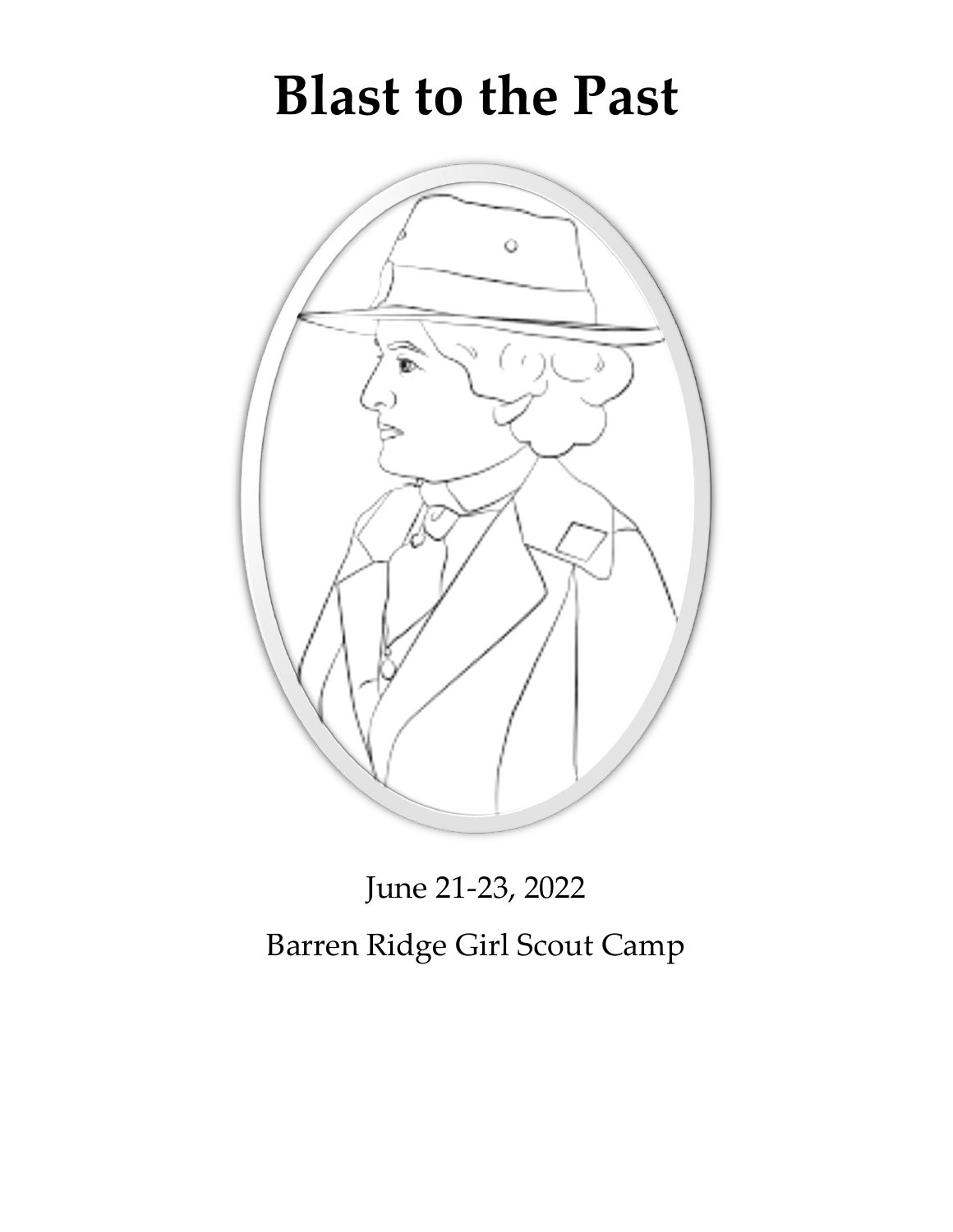# Blast to the Past

June 21-23, 2022

Barren Ridge Girl Scout Camp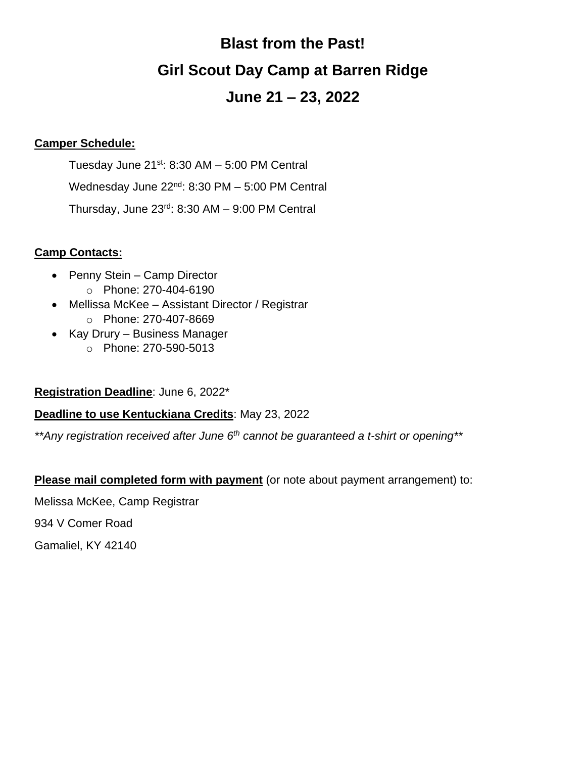# Blast from the Past!

# Girl Scout Day Camp at Barren Ridge

# June 21 – 23, 2022

**Camper Schedule:**

Tuesday June 21st: 8:30 AM – 5:00 PM Central

Wednesday June 22nd: 8:30 PM – 5:00 PM Central

Thursday, June 23rd: 8:30 AM – 9:00 PM Central

**Camp Contacts:**

- Penny Stein – Camp Director
  - Phone: 270-404-6190
- Mellissa McKee – Assistant Director / Registrar
  - Phone: 270-407-8669
- Kay Drury – Business Manager
  - Phone: 270-590-5013

**Registration Deadline**: June 6, 2022*

**Deadline to use Kentuckiana Credits**: May 23, 2022

*\*\*Any registration received after June 6th cannot be guaranteed a t-shirt or opening\*\**

**Please mail completed form with payment** (or note about payment arrangement) to:

Melissa McKee, Camp Registrar

934 V Comer Road

Gamaliel, KY 42140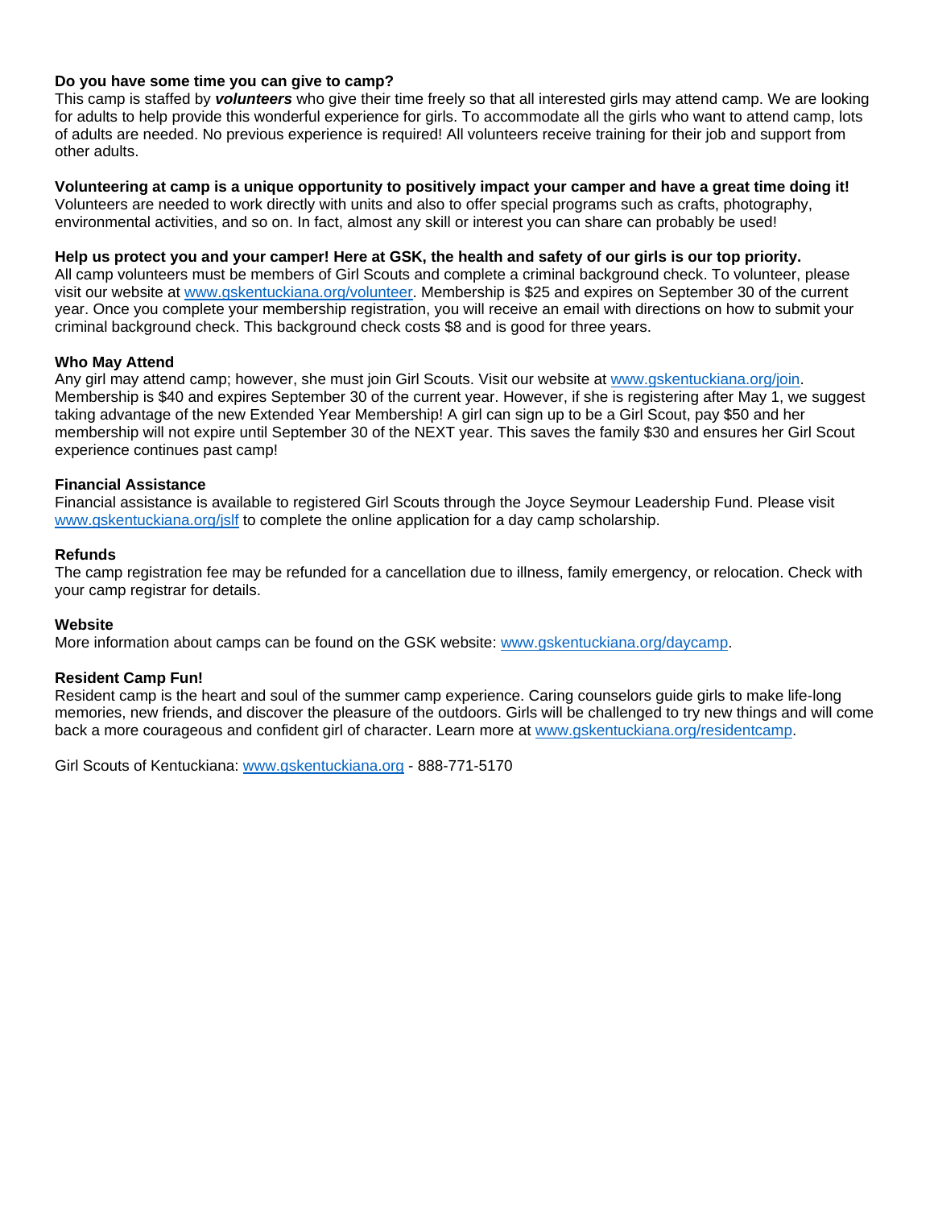**Do you have some time you can give to camp?**
This camp is staffed by ***volunteers*** who give their time freely so that all interested girls may attend camp. We are looking for adults to help provide this wonderful experience for girls. To accommodate all the girls who want to attend camp, lots of adults are needed. No previous experience is required! All volunteers receive training for their job and support from other adults.

**Volunteering at camp is a unique opportunity to positively impact your camper and have a great time doing it!**
Volunteers are needed to work directly with units and also to offer special programs such as crafts, photography, environmental activities, and so on. In fact, almost any skill or interest you can share can probably be used!

**Help us protect you and your camper! Here at GSK, the health and safety of our girls is our top priority.**
All camp volunteers must be members of Girl Scouts and complete a criminal background check. To volunteer, please visit our website at www.gskentuckiana.org/volunteer. Membership is $25 and expires on September 30 of the current year. Once you complete your membership registration, you will receive an email with directions on how to submit your criminal background check. This background check costs $8 and is good for three years.

**Who May Attend**
Any girl may attend camp; however, she must join Girl Scouts. Visit our website at www.gskentuckiana.org/join. Membership is $40 and expires September 30 of the current year. However, if she is registering after May 1, we suggest taking advantage of the new Extended Year Membership! A girl can sign up to be a Girl Scout, pay $50 and her membership will not expire until September 30 of the NEXT year. This saves the family $30 and ensures her Girl Scout experience continues past camp!

**Financial Assistance**
Financial assistance is available to registered Girl Scouts through the Joyce Seymour Leadership Fund. Please visit www.gskentuckiana.org/jslf to complete the online application for a day camp scholarship.

**Refunds**
The camp registration fee may be refunded for a cancellation due to illness, family emergency, or relocation. Check with your camp registrar for details.

**Website**
More information about camps can be found on the GSK website: www.gskentuckiana.org/daycamp.

**Resident Camp Fun!**
Resident camp is the heart and soul of the summer camp experience. Caring counselors guide girls to make life-long memories, new friends, and discover the pleasure of the outdoors. Girls will be challenged to try new things and will come back a more courageous and confident girl of character. Learn more at www.gskentuckiana.org/residentcamp.

Girl Scouts of Kentuckiana: www.gskentuckiana.org - 888-771-5170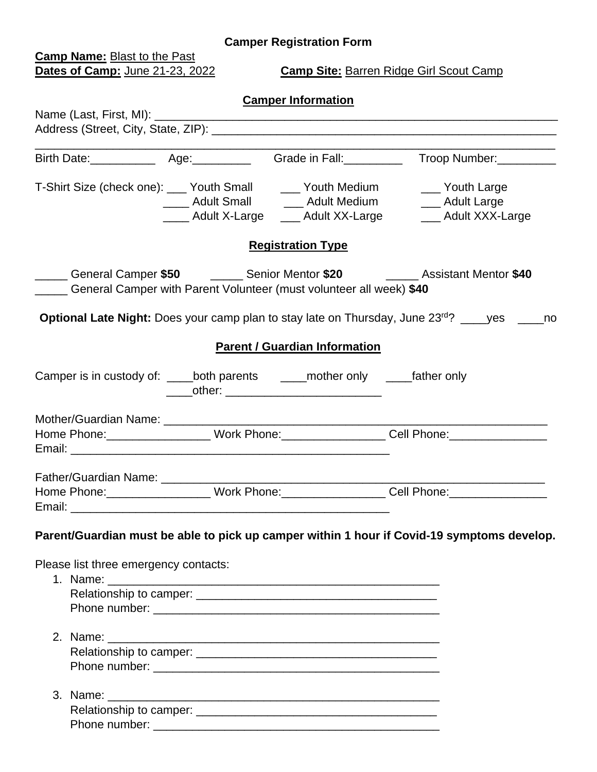**Camper Registration Form**

**Camp Name:** Blast to the Past
**Dates of Camp:** June 21-23, 2022 **Camp Site:** Barren Ridge Girl Scout Camp

**Camper Information**

Name (Last, First, MI): ____________________________________________________________
Address (Street, City, State, ZIP): ____________________________________________________
______________________________________________________________________________
Birth Date:__________ Age:_________ Grade in Fall:_________ Troop Number:_________

T-Shirt Size (check one): ___ Youth Small ___ Youth Medium ___ Youth Large
____ Adult Small ___ Adult Medium ___ Adult Large
____ Adult X-Large ___ Adult XX-Large ___ Adult XXX-Large

**Registration Type**

_____ General Camper **$50** _____ Senior Mentor **$20** _____ Assistant Mentor **$40**
_____ General Camper with Parent Volunteer (must volunteer all week) **$40**

**Optional Late Night:** Does your camp plan to stay late on Thursday, June 23rd? ____yes ____no

**Parent / Guardian Information**

Camper is in custody of: ____both parents ____mother only ____father only
____other: ________________________

Mother/Guardian Name: _____________________________________________________________
Home Phone:________________ Work Phone:________________ Cell Phone:_______________
Email: _________________________________________________

Father/Guardian Name: _____________________________________________________________
Home Phone:________________ Work Phone:________________ Cell Phone:_______________
Email: _________________________________________________

**Parent/Guardian must be able to pick up camper within 1 hour if Covid-19 symptoms develop.**

Please list three emergency contacts:

1. Name: __________________________________________________
   Relationship to camper: ______________________________________
   Phone number: ___________________________________________

2. Name: __________________________________________________
   Relationship to camper: ______________________________________
   Phone number: ___________________________________________

3. Name: __________________________________________________
   Relationship to camper: ______________________________________
   Phone number: ___________________________________________